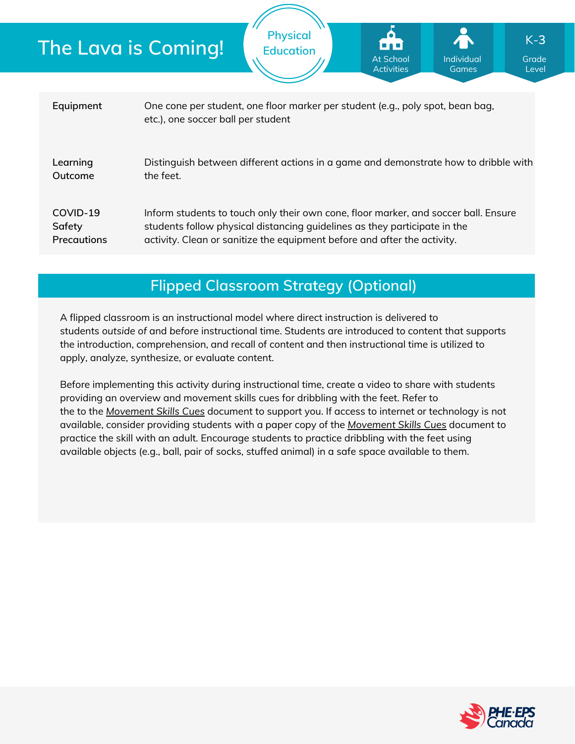# The Lava is Coming!

Physical Education

At School Activities | Individual Games | K-3 Grade Level

| | |
|---|---|
| **Equipment** | One cone per student, one floor marker per student (e.g., poly spot, bean bag, etc.), one soccer ball per student |
| **Learning Outcome** | Distinguish between different actions in a game and demonstrate how to dribble with the feet. |
| **COVID-19 Safety Precautions** | Inform students to touch only their own cone, floor marker, and soccer ball. Ensure students follow physical distancing guidelines as they participate in the activity. Clean or sanitize the equipment before and after the activity. |

## Flipped Classroom Strategy (Optional)

A flipped classroom is an instructional model where direct instruction is delivered to students *outside* of and *before* instructional time. Students are introduced to content that supports the introduction, comprehension, and recall of content and then instructional time is utilized to apply, analyze, synthesize, or evaluate content.

Before implementing this activity during instructional time, create a video to share with students providing an overview and movement skills cues for dribbling with the feet. Refer to the to the *Movement Skills Cues* document to support you. If access to internet or technology is not available, consider providing students with a paper copy of the *Movement Skills Cues* document to practice the skill with an adult. Encourage students to practice dribbling with the feet using available objects (e.g., ball, pair of socks, stuffed animal) in a safe space available to them.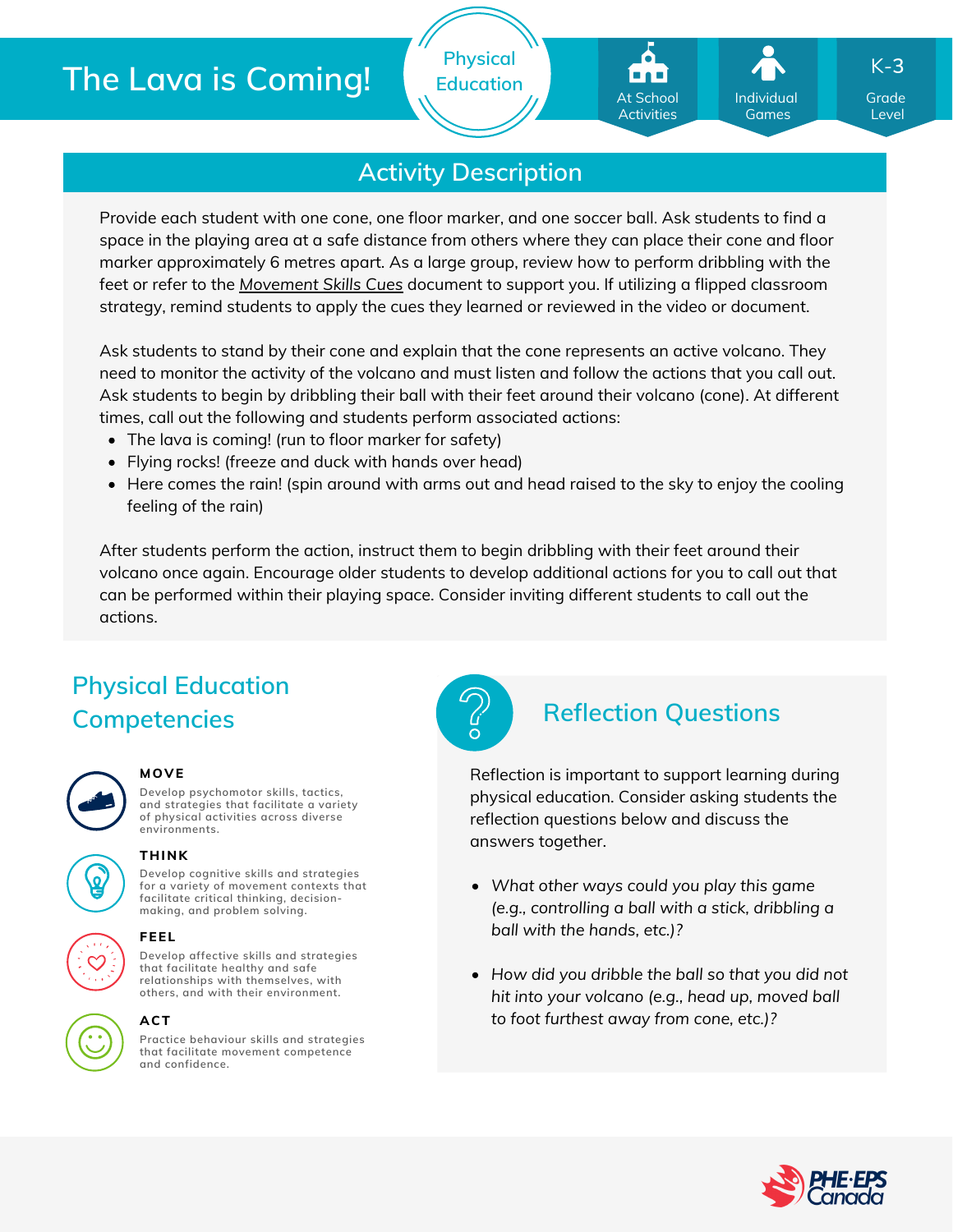# The Lava is Coming!

Physical Education

At School Activities | Individual Games | K-3 Grade Level

## Activity Description

Provide each student with one cone, one floor marker, and one soccer ball. Ask students to find a space in the playing area at a safe distance from others where they can place their cone and floor marker approximately 6 metres apart. As a large group, review how to perform dribbling with the feet or refer to the *Movement Skills Cues* document to support you. If utilizing a flipped classroom strategy, remind students to apply the cues they learned or reviewed in the video or document.

Ask students to stand by their cone and explain that the cone represents an active volcano. They need to monitor the activity of the volcano and must listen and follow the actions that you call out. Ask students to begin by dribbling their ball with their feet around their volcano (cone). At different times, call out the following and students perform associated actions:

- The lava is coming! (run to floor marker for safety)
- Flying rocks! (freeze and duck with hands over head)
- Here comes the rain! (spin around with arms out and head raised to the sky to enjoy the cooling feeling of the rain)

After students perform the action, instruct them to begin dribbling with their feet around their volcano once again. Encourage older students to develop additional actions for you to call out that can be performed within their playing space. Consider inviting different students to call out the actions.

## Physical Education Competencies

**MOVE**

Develop psychomotor skills, tactics, and strategies that facilitate a variety of physical activities across diverse environments.

**THINK**

Develop cognitive skills and strategies for a variety of movement contexts that facilitate critical thinking, decision-making, and problem solving.

**FEEL**

Develop affective skills and strategies that facilitate healthy and safe relationships with themselves, with others, and with their environment.

**ACT**

Practice behaviour skills and strategies that facilitate movement competence and confidence.

## Reflection Questions

Reflection is important to support learning during physical education. Consider asking students the reflection questions below and discuss the answers together.

- *What other ways could you play this game (e.g., controlling a ball with a stick, dribbling a ball with the hands, etc.)?*
- *How did you dribble the ball so that you did not hit into your volcano (e.g., head up, moved ball to foot furthest away from cone, etc.)?*

PHE·EPS Canada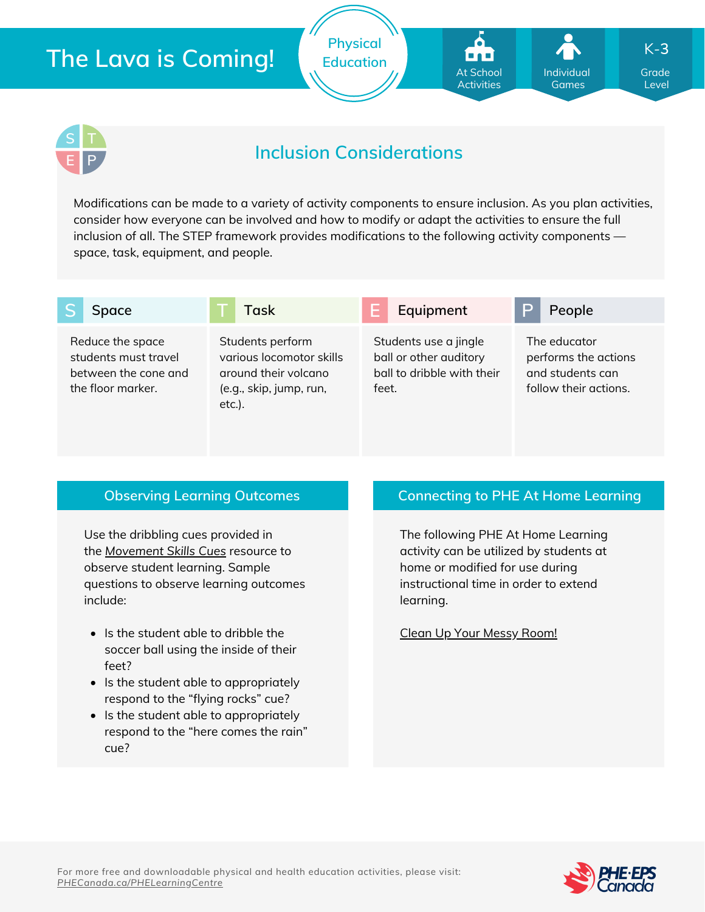# The Lava is Coming!

Physical Education

At School Activities | Individual Games | K-3 Grade Level

## Inclusion Considerations

Modifications can be made to a variety of activity components to ensure inclusion. As you plan activities, consider how everyone can be involved and how to modify or adapt the activities to ensure the full inclusion of all. The STEP framework provides modifications to the following activity components — space, task, equipment, and people.

| S Space | T Task | E Equipment | P People |
| --- | --- | --- | --- |
| Reduce the space students must travel between the cone and the floor marker. | Students perform various locomotor skills around their volcano (e.g., skip, jump, run, etc.). | Students use a jingle ball or other auditory ball to dribble with their feet. | The educator performs the actions and students can follow their actions. |

## Observing Learning Outcomes

Use the dribbling cues provided in the Movement Skills Cues resource to observe student learning. Sample questions to observe learning outcomes include:

- Is the student able to dribble the soccer ball using the inside of their feet?
- Is the student able to appropriately respond to the “flying rocks” cue?
- Is the student able to appropriately respond to the “here comes the rain” cue?

## Connecting to PHE At Home Learning

The following PHE At Home Learning activity can be utilized by students at home or modified for use during instructional time in order to extend learning.

Clean Up Your Messy Room!

For more free and downloadable physical and health education activities, please visit: PHECanada.ca/PHELearningCentre